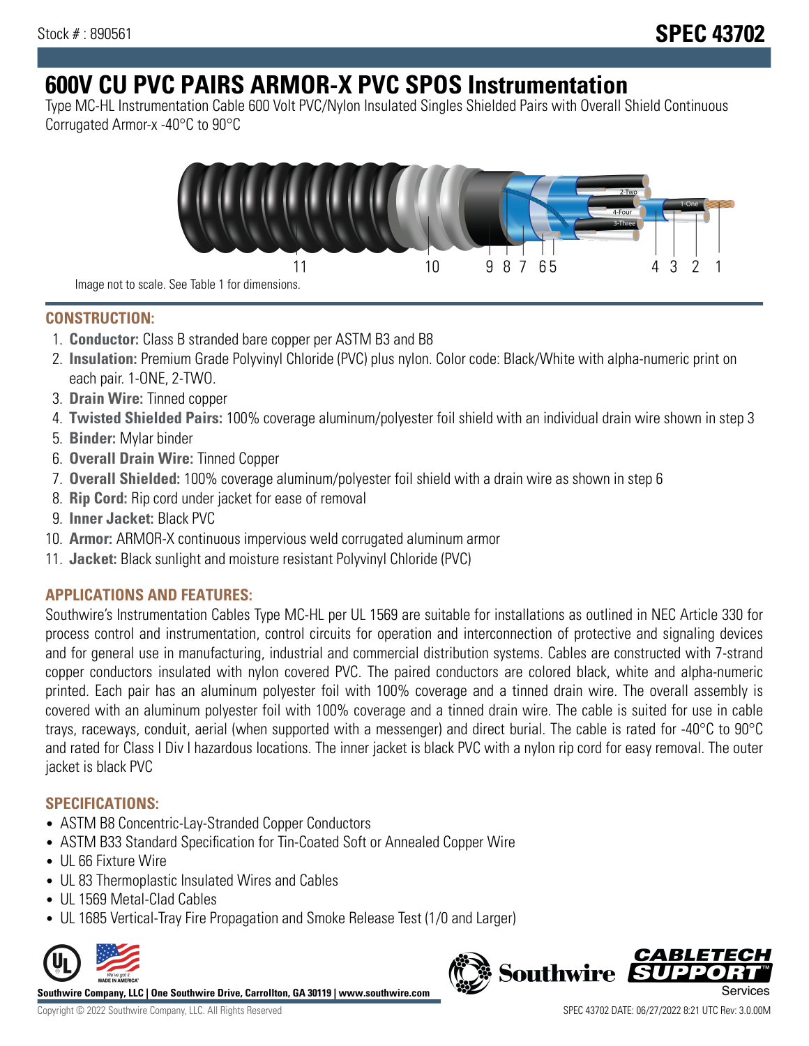Stock # : 890561

# SPEC 43702

# 600V CU PVC PAIRS ARMOR-X PVC SPOS Instrumentation

Type MC-HL Instrumentation Cable 600 Volt PVC/Nylon Insulated Singles Shielded Pairs with Overall Shield Continuous Corrugated Armor-x -40°C to 90°C

Image not to scale. See Table 1 for dimensions.

## CONSTRUCTION:

1. **Conductor:** Class B stranded bare copper per ASTM B3 and B8
2. **Insulation:** Premium Grade Polyvinyl Chloride (PVC) plus nylon. Color code: Black/White with alpha-numeric print on each pair. 1-ONE, 2-TWO.
3. **Drain Wire:** Tinned copper
4. **Twisted Shielded Pairs:** 100% coverage aluminum/polyester foil shield with an individual drain wire shown in step 3
5. **Binder:** Mylar binder
6. **Overall Drain Wire:** Tinned Copper
7. **Overall Shielded:** 100% coverage aluminum/polyester foil shield with a drain wire as shown in step 6
8. **Rip Cord:** Rip cord under jacket for ease of removal
9. **Inner Jacket:** Black PVC
10. **Armor:** ARMOR-X continuous impervious weld corrugated aluminum armor
11. **Jacket:** Black sunlight and moisture resistant Polyvinyl Chloride (PVC)

## APPLICATIONS AND FEATURES:

Southwire's Instrumentation Cables Type MC-HL per UL 1569 are suitable for installations as outlined in NEC Article 330 for process control and instrumentation, control circuits for operation and interconnection of protective and signaling devices and for general use in manufacturing, industrial and commercial distribution systems. Cables are constructed with 7-strand copper conductors insulated with nylon covered PVC. The paired conductors are colored black, white and alpha-numeric printed. Each pair has an aluminum polyester foil with 100% coverage and a tinned drain wire. The overall assembly is covered with an aluminum polyester foil with 100% coverage and a tinned drain wire. The cable is suited for use in cable trays, raceways, conduit, aerial (when supported with a messenger) and direct burial. The cable is rated for -40°C to 90°C and rated for Class I Div I hazardous locations. The inner jacket is black PVC with a nylon rip cord for easy removal. The outer jacket is black PVC

## SPECIFICATIONS:

- ASTM B8 Concentric-Lay-Stranded Copper Conductors
- ASTM B33 Standard Specification for Tin-Coated Soft or Annealed Copper Wire
- UL 66 Fixture Wire
- UL 83 Thermoplastic Insulated Wires and Cables
- UL 1569 Metal-Clad Cables
- UL 1685 Vertical-Tray Fire Propagation and Smoke Release Test (1/0 and Larger)

**Southwire Company, LLC | One Southwire Drive, Carrollton, GA 30119 | www.southwire.com**

Copyright © 2022 Southwire Company, LLC. All Rights Reserved

SPEC 43702 DATE: 06/27/2022 8:21 UTC Rev: 3.0.00M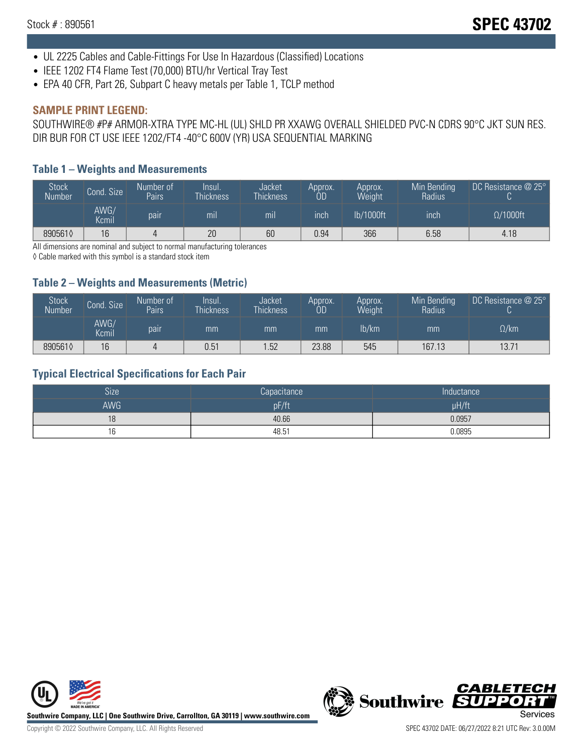- UL 2225 Cables and Cable-Fittings For Use In Hazardous (Classified) Locations
- IEEE 1202 FT4 Flame Test (70,000) BTU/hr Vertical Tray Test
- EPA 40 CFR, Part 26, Subpart C heavy metals per Table 1, TCLP method

### SAMPLE PRINT LEGEND:

SOUTHWIRE® #P# ARMOR-XTRA TYPE MC-HL (UL) SHLD PR XXAWG OVERALL SHIELDED PVC-N CDRS 90°C JKT SUN RES. DIR BUR FOR CT USE IEEE 1202/FT4 -40°C 600V (YR) USA SEQUENTIAL MARKING

### Table 1 – Weights and Measurements

| Stock Number | Cond. Size | Number of Pairs | Insul. Thickness | Jacket Thickness | Approx. OD | Approx. Weight | Min Bending Radius | DC Resistance @ 25° C |
|---|---|---|---|---|---|---|---|---|
| | AWG/ Kcmil | pair | mil | mil | inch | lb/1000ft | inch | Ω/1000ft |
| 890561◊ | 16 | 4 | 20 | 60 | 0.94 | 366 | 6.58 | 4.18 |

All dimensions are nominal and subject to normal manufacturing tolerances

◊ Cable marked with this symbol is a standard stock item

### Table 2 – Weights and Measurements (Metric)

| Stock Number | Cond. Size | Number of Pairs | Insul. Thickness | Jacket Thickness | Approx. OD | Approx. Weight | Min Bending Radius | DC Resistance @ 25° C |
|---|---|---|---|---|---|---|---|---|
| | AWG/ Kcmil | pair | mm | mm | mm | lb/km | mm | Ω/km |
| 890561◊ | 16 | 4 | 0.51 | 1.52 | 23.88 | 545 | 167.13 | 13.71 |

### Typical Electrical Specifications for Each Pair

| Size | Capacitance | Inductance |
|---|---|---|
| AWG | pF/ft | μH/ft |
| 18 | 40.66 | 0.0957 |
| 16 | 48.51 | 0.0895 |

Southwire Company, LLC | One Southwire Drive, Carrollton, GA 30119 | www.southwire.com

Copyright © 2022 Southwire Company, LLC. All Rights Reserved

SPEC 43702 DATE: 06/27/2022 8:21 UTC Rev: 3.0.00M